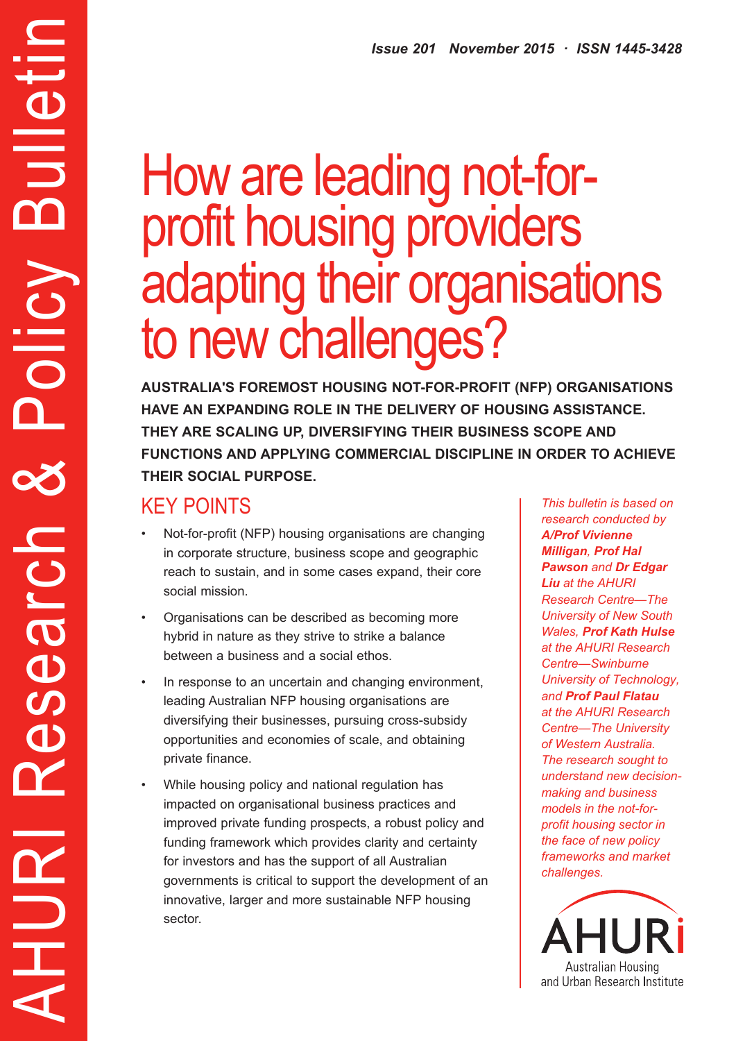AHURI Research & Policy Bulletin

*Issue 201 November 2015 · ISSN 1445-3428*

# How are leading not-for-profit housing providers adapting their organisations to new challenges?

**AUSTRALIA'S FOREMOST HOUSING NOT-FOR-PROFIT (NFP) ORGANISATIONS HAVE AN EXPANDING ROLE IN THE DELIVERY OF HOUSING ASSISTANCE. THEY ARE SCALING UP, DIVERSIFYING THEIR BUSINESS SCOPE AND FUNCTIONS AND APPLYING COMMERCIAL DISCIPLINE IN ORDER TO ACHIEVE THEIR SOCIAL PURPOSE.**

## KEY POINTS

- Not-for-profit (NFP) housing organisations are changing in corporate structure, business scope and geographic reach to sustain, and in some cases expand, their core social mission.
- Organisations can be described as becoming more hybrid in nature as they strive to strike a balance between a business and a social ethos.
- In response to an uncertain and changing environment, leading Australian NFP housing organisations are diversifying their businesses, pursuing cross-subsidy opportunities and economies of scale, and obtaining private finance.
- While housing policy and national regulation has impacted on organisational business practices and improved private funding prospects, a robust policy and funding framework which provides clarity and certainty for investors and has the support of all Australian governments is critical to support the development of an innovative, larger and more sustainable NFP housing sector.

*This bulletin is based on research conducted by* ***A/Prof Vivienne Milligan****,* ***Prof Hal Pawson*** *and* ***Dr Edgar Liu*** *at the AHURI Research Centre—The University of New South Wales,* ***Prof Kath Hulse*** *at the AHURI Research Centre—Swinburne University of Technology, and* ***Prof Paul Flatau*** *at the AHURI Research Centre—The University of Western Australia. The research sought to understand new decision-making and business models in the not-for-profit housing sector in the face of new policy frameworks and market challenges.*

AHURI
Australian Housing and Urban Research Institute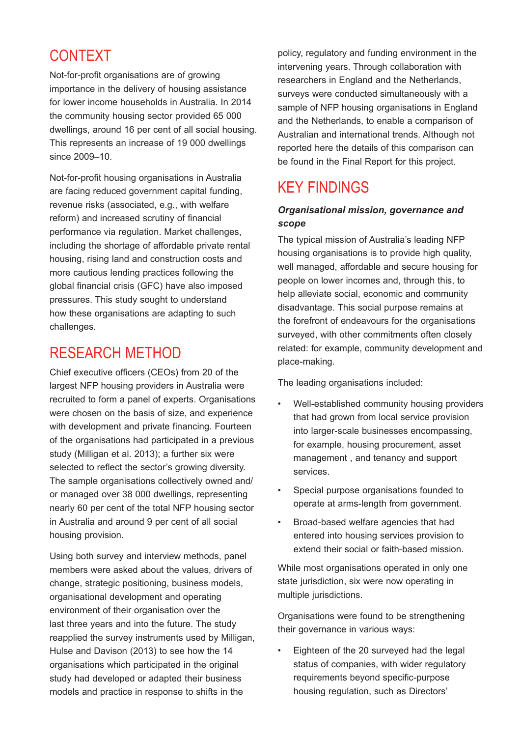## CONTEXT

Not-for-profit organisations are of growing importance in the delivery of housing assistance for lower income households in Australia. In 2014 the community housing sector provided 65 000 dwellings, around 16 per cent of all social housing. This represents an increase of 19 000 dwellings since 2009–10.

Not-for-profit housing organisations in Australia are facing reduced government capital funding, revenue risks (associated, e.g., with welfare reform) and increased scrutiny of financial performance via regulation. Market challenges, including the shortage of affordable private rental housing, rising land and construction costs and more cautious lending practices following the global financial crisis (GFC) have also imposed pressures. This study sought to understand how these organisations are adapting to such challenges.

## RESEARCH METHOD

Chief executive officers (CEOs) from 20 of the largest NFP housing providers in Australia were recruited to form a panel of experts. Organisations were chosen on the basis of size, and experience with development and private financing. Fourteen of the organisations had participated in a previous study (Milligan et al. 2013); a further six were selected to reflect the sector's growing diversity. The sample organisations collectively owned and/or managed over 38 000 dwellings, representing nearly 60 per cent of the total NFP housing sector in Australia and around 9 per cent of all social housing provision.

Using both survey and interview methods, panel members were asked about the values, drivers of change, strategic positioning, business models, organisational development and operating environment of their organisation over the last three years and into the future. The study reapplied the survey instruments used by Milligan, Hulse and Davison (2013) to see how the 14 organisations which participated in the original study had developed or adapted their business models and practice in response to shifts in the policy, regulatory and funding environment in the intervening years. Through collaboration with researchers in England and the Netherlands, surveys were conducted simultaneously with a sample of NFP housing organisations in England and the Netherlands, to enable a comparison of Australian and international trends. Although not reported here the details of this comparison can be found in the Final Report for this project.

## KEY FINDINGS

### *Organisational mission, governance and scope*

The typical mission of Australia's leading NFP housing organisations is to provide high quality, well managed, affordable and secure housing for people on lower incomes and, through this, to help alleviate social, economic and community disadvantage. This social purpose remains at the forefront of endeavours for the organisations surveyed, with other commitments often closely related: for example, community development and place-making.

The leading organisations included:

- Well-established community housing providers that had grown from local service provision into larger-scale businesses encompassing, for example, housing procurement, asset management , and tenancy and support services.
- Special purpose organisations founded to operate at arms-length from government.
- Broad-based welfare agencies that had entered into housing services provision to extend their social or faith-based mission.

While most organisations operated in only one state jurisdiction, six were now operating in multiple jurisdictions.

Organisations were found to be strengthening their governance in various ways:

- Eighteen of the 20 surveyed had the legal status of companies, with wider regulatory requirements beyond specific-purpose housing regulation, such as Directors'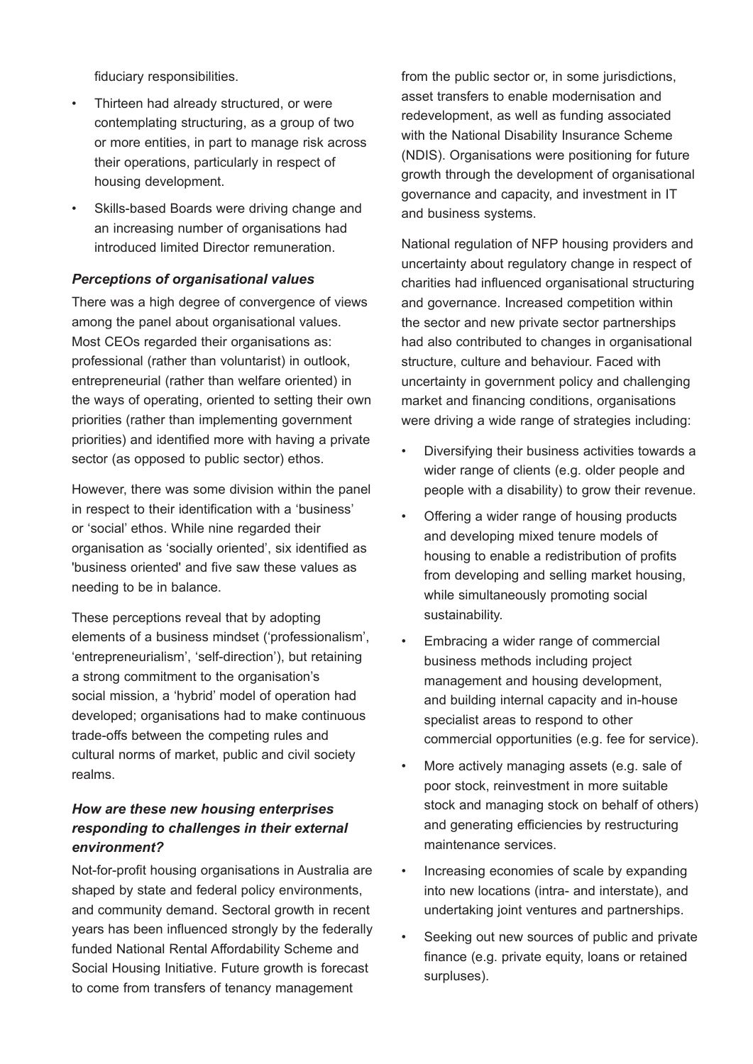fiduciary responsibilities.

- Thirteen had already structured, or were contemplating structuring, as a group of two or more entities, in part to manage risk across their operations, particularly in respect of housing development.
- Skills-based Boards were driving change and an increasing number of organisations had introduced limited Director remuneration.

### *Perceptions of organisational values*

There was a high degree of convergence of views among the panel about organisational values. Most CEOs regarded their organisations as: professional (rather than voluntarist) in outlook, entrepreneurial (rather than welfare oriented) in the ways of operating, oriented to setting their own priorities (rather than implementing government priorities) and identified more with having a private sector (as opposed to public sector) ethos.

However, there was some division within the panel in respect to their identification with a 'business' or 'social' ethos. While nine regarded their organisation as 'socially oriented', six identified as 'business oriented' and five saw these values as needing to be in balance.

These perceptions reveal that by adopting elements of a business mindset ('professionalism', 'entrepreneurialism', 'self-direction'), but retaining a strong commitment to the organisation's social mission, a 'hybrid' model of operation had developed; organisations had to make continuous trade-offs between the competing rules and cultural norms of market, public and civil society realms.

### *How are these new housing enterprises responding to challenges in their external environment?*

Not-for-profit housing organisations in Australia are shaped by state and federal policy environments, and community demand. Sectoral growth in recent years has been influenced strongly by the federally funded National Rental Affordability Scheme and Social Housing Initiative. Future growth is forecast to come from transfers of tenancy management from the public sector or, in some jurisdictions, asset transfers to enable modernisation and redevelopment, as well as funding associated with the National Disability Insurance Scheme (NDIS). Organisations were positioning for future growth through the development of organisational governance and capacity, and investment in IT and business systems.

National regulation of NFP housing providers and uncertainty about regulatory change in respect of charities had influenced organisational structuring and governance. Increased competition within the sector and new private sector partnerships had also contributed to changes in organisational structure, culture and behaviour. Faced with uncertainty in government policy and challenging market and financing conditions, organisations were driving a wide range of strategies including:

- Diversifying their business activities towards a wider range of clients (e.g. older people and people with a disability) to grow their revenue.
- Offering a wider range of housing products and developing mixed tenure models of housing to enable a redistribution of profits from developing and selling market housing, while simultaneously promoting social sustainability.
- Embracing a wider range of commercial business methods including project management and housing development, and building internal capacity and in-house specialist areas to respond to other commercial opportunities (e.g. fee for service).
- More actively managing assets (e.g. sale of poor stock, reinvestment in more suitable stock and managing stock on behalf of others) and generating efficiencies by restructuring maintenance services.
- Increasing economies of scale by expanding into new locations (intra- and interstate), and undertaking joint ventures and partnerships.
- Seeking out new sources of public and private finance (e.g. private equity, loans or retained surpluses).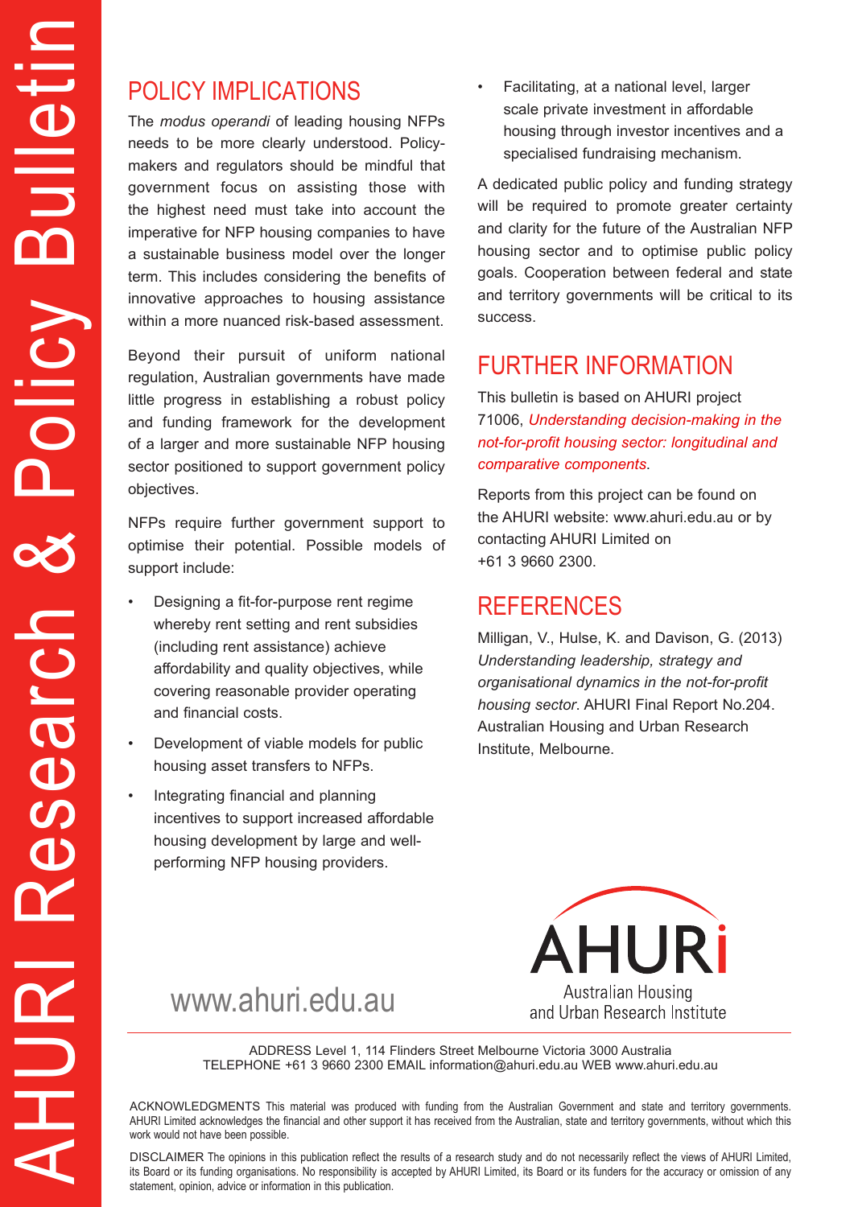## POLICY IMPLICATIONS

The *modus operandi* of leading housing NFPs needs to be more clearly understood. Policy-makers and regulators should be mindful that government focus on assisting those with the highest need must take into account the imperative for NFP housing companies to have a sustainable business model over the longer term. This includes considering the benefits of innovative approaches to housing assistance within a more nuanced risk-based assessment.

Beyond their pursuit of uniform national regulation, Australian governments have made little progress in establishing a robust policy and funding framework for the development of a larger and more sustainable NFP housing sector positioned to support government policy objectives.

NFPs require further government support to optimise their potential. Possible models of support include:

- Designing a fit-for-purpose rent regime whereby rent setting and rent subsidies (including rent assistance) achieve affordability and quality objectives, while covering reasonable provider operating and financial costs.
- Development of viable models for public housing asset transfers to NFPs.
- Integrating financial and planning incentives to support increased affordable housing development by large and well-performing NFP housing providers.
- Facilitating, at a national level, larger scale private investment in affordable housing through investor incentives and a specialised fundraising mechanism.

A dedicated public policy and funding strategy will be required to promote greater certainty and clarity for the future of the Australian NFP housing sector and to optimise public policy goals. Cooperation between federal and state and territory governments will be critical to its success.

## FURTHER INFORMATION

This bulletin is based on AHURI project 71006, *Understanding decision-making in the not-for-profit housing sector: longitudinal and comparative components*.

Reports from this project can be found on the AHURI website: www.ahuri.edu.au or by contacting AHURI Limited on +61 3 9660 2300.

## REFERENCES

Milligan, V., Hulse, K. and Davison, G. (2013) *Understanding leadership, strategy and organisational dynamics in the not-for-profit housing sector*. AHURI Final Report No.204. Australian Housing and Urban Research Institute, Melbourne.

www.ahuri.edu.au

AHURI
Australian Housing and Urban Research Institute

ADDRESS Level 1, 114 Flinders Street Melbourne Victoria 3000 Australia
TELEPHONE +61 3 9660 2300 EMAIL information@ahuri.edu.au WEB www.ahuri.edu.au

ACKNOWLEDGMENTS This material was produced with funding from the Australian Government and state and territory governments. AHURI Limited acknowledges the financial and other support it has received from the Australian, state and territory governments, without which this work would not have been possible.

DISCLAIMER The opinions in this publication reflect the results of a research study and do not necessarily reflect the views of AHURI Limited, its Board or its funding organisations. No responsibility is accepted by AHURI Limited, its Board or its funders for the accuracy or omission of any statement, opinion, advice or information in this publication.